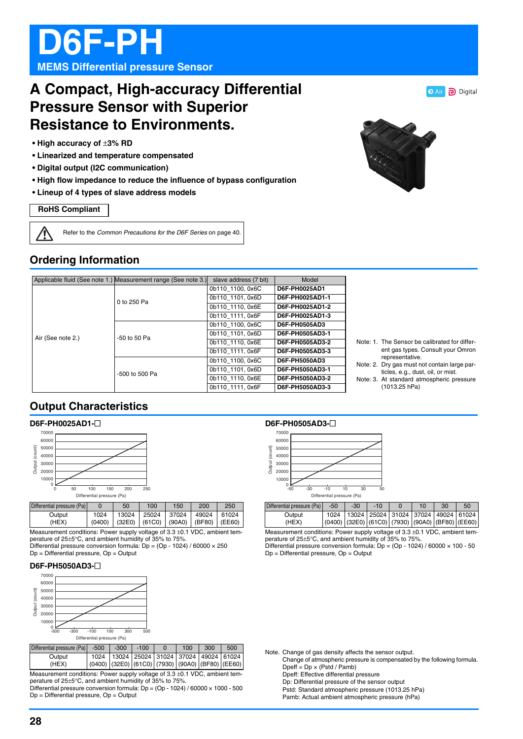# D6F-PH

**MEMS Differential pressure Sensor**

Air  Digital

## A Compact, High-accuracy Differential Pressure Sensor with Superior Resistance to Environments.

- **High accuracy of ±3% RD**
- **Linearized and temperature compensated**
- **Digital output (I2C communication)**
- **High flow impedance to reduce the influence of bypass configuration**
- **Lineup of 4 types of slave address models**

**RoHS Compliant**

Refer to the *Common Precautions for the D6F Series* on page 40.

## Ordering Information

| Applicable fluid (See note 1.) | Measurement range (See note 3.) | slave address (7 bit) | Model |
|---|---|---|---|
| Air (See note 2.) | 0 to 250 Pa | 0b110_1100, 0x6C | **D6F-PH0025AD1** |
| | | 0b110_1101, 0x6D | **D6F-PH0025AD1-1** |
| | | 0b110_1110, 0x6E | **D6F-PH0025AD1-2** |
| | | 0b110_1111, 0x6F | **D6F-PH0025AD1-3** |
| | -50 to 50 Pa | 0b110_1100, 0x6C | **D6F-PH0505AD3** |
| | | 0b110_1101, 0x6D | **D6F-PH0505AD3-1** |
| | | 0b110_1110, 0x6E | **D6F-PH0505AD3-2** |
| | | 0b110_1111, 0x6F | **D6F-PH0505AD3-3** |
| | -500 to 500 Pa | 0b110_1100, 0x6C | **D6F-PH5050AD3** |
| | | 0b110_1101, 0x6D | **D6F-PH5050AD3-1** |
| | | 0b110_1110, 0x6E | **D6F-PH5050AD3-2** |
| | | 0b110_1111, 0x6F | **D6F-PH5050AD3-3** |

Note: 1. The Sensor be calibrated for different gas types. Consult your Omron representative.
Note: 2. Dry gas must not contain large particles, e.g., dust, oil, or mist.
Note: 3. At standard atmospheric pressure (1013.25 hPa)

## Output Characteristics

### D6F-PH0025AD1-☐

| Differential pressure (Pa) | 0 | 50 | 100 | 150 | 200 | 250 |
|---|---|---|---|---|---|---|
| Output (HEX) | 1024 (0400) | 13024 (32E0) | 25024 (61C0) | 37024 (90A0) | 49024 (BF80) | 61024 (EE60) |

Measurement conditions: Power supply voltage of 3.3 ±0.1 VDC, ambient temperature of 25±5°C, and ambient humidity of 35% to 75%.
Differential pressure conversion formula: Dp = (Op - 1024) / 60000 × 250
Dp = Differential pressure, Op = Output

### D6F-PH0505AD3-☐

| Differential pressure (Pa) | -50 | -30 | -10 | 0 | 10 | 30 | 50 |
|---|---|---|---|---|---|---|---|
| Output (HEX) | 1024 (0400) | 13024 (32E0) | 25024 (61C0) | 31024 (7930) | 37024 (90A0) | 49024 (BF80) | 61024 (EE60) |

Measurement conditions: Power supply voltage of 3.3 ±0.1 VDC, ambient temperature of 25±5°C, and ambient humidity of 35% to 75%.
Differential pressure conversion formula: Dp = (Op - 1024) / 60000 × 100 - 50
Dp = Differential pressure, Op = Output

### D6F-PH5050AD3-☐

| Differential pressure (Pa) | -500 | -300 | -100 | 0 | 100 | 300 | 500 |
|---|---|---|---|---|---|---|---|
| Output (HEX) | 1024 (0400) | 13024 (32E0) | 25024 (61C0) | 31024 (7930) | 37024 (90A0) | 49024 (BF80) | 61024 (EE60) |

Measurement conditions: Power supply voltage of 3.3 ±0.1 VDC, ambient temperature of 25±5°C, and ambient humidity of 35% to 75%.
Differential pressure conversion formula: Dp = (Op - 1024) / 60000 × 1000 - 500
Dp = Differential pressure, Op = Output

Note. Change of gas density affects the sensor output.
Change of atmospheric pressure is compensated by the following formula.
Dpeff = Dp × (Pstd / Pamb)
Dpeff: Effective differential pressure
Dp: Differential pressure of the sensor output
Pstd: Standard atmospheric pressure (1013.25 hPa)
Pamb: Actual ambient atmospheric pressure (hPa)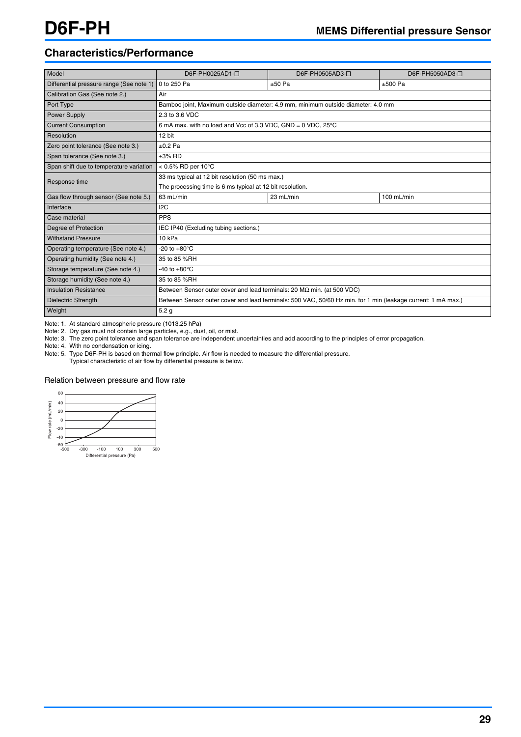# D6F-PH

## MEMS Differential pressure Sensor

## Characteristics/Performance

| Model | D6F-PH0025AD1-□ | D6F-PH0505AD3-□ | D6F-PH5050AD3-□ |
|---|---|---|---|
| Differential pressure range (See note 1) | 0 to 250 Pa | ±50 Pa | ±500 Pa |
| Calibration Gas (See note 2.) | Air | | |
| Port Type | Bamboo joint, Maximum outside diameter: 4.9 mm, minimum outside diameter: 4.0 mm | | |
| Power Supply | 2.3 to 3.6 VDC | | |
| Current Consumption | 6 mA max. with no load and Vcc of 3.3 VDC, GND = 0 VDC, 25°C | | |
| Resolution | 12 bit | | |
| Zero point tolerance (See note 3.) | ±0.2 Pa | | |
| Span tolerance (See note 3.) | ±3% RD | | |
| Span shift due to temperature variation | < 0.5% RD per 10°C | | |
| Response time | 33 ms typical at 12 bit resolution (50 ms max.)<br>The processing time is 6 ms typical at 12 bit resolution. | | |
| Gas flow through sensor (See note 5.) | 63 mL/min | 23 mL/min | 100 mL/min |
| Interface | I2C | | |
| Case material | PPS | | |
| Degree of Protection | IEC IP40 (Excluding tubing sections.) | | |
| Withstand Pressure | 10 kPa | | |
| Operating temperature (See note 4.) | -20 to +80°C | | |
| Operating humidity (See note 4.) | 35 to 85 %RH | | |
| Storage temperature (See note 4.) | -40 to +80°C | | |
| Storage humidity (See note 4.) | 35 to 85 %RH | | |
| Insulation Resistance | Between Sensor outer cover and lead terminals: 20 MΩ min. (at 500 VDC) | | |
| Dielectric Strength | Between Sensor outer cover and lead terminals: 500 VAC, 50/60 Hz min. for 1 min (leakage current: 1 mA max.) | | |
| Weight | 5.2 g | | |

Note: 1. At standard atmospheric pressure (1013.25 hPa)
Note: 2. Dry gas must not contain large particles, e.g., dust, oil, or mist.
Note: 3. The zero point tolerance and span tolerance are independent uncertainties and add according to the principles of error propagation.
Note: 4. With no condensation or icing.
Note: 5. Type D6F-PH is based on thermal flow principle. Air flow is needed to measure the differential pressure.
Typical characteristic of air flow by differential pressure is below.

Relation between pressure and flow rate

Flow rate (mL/min) vs. Differential pressure (Pa)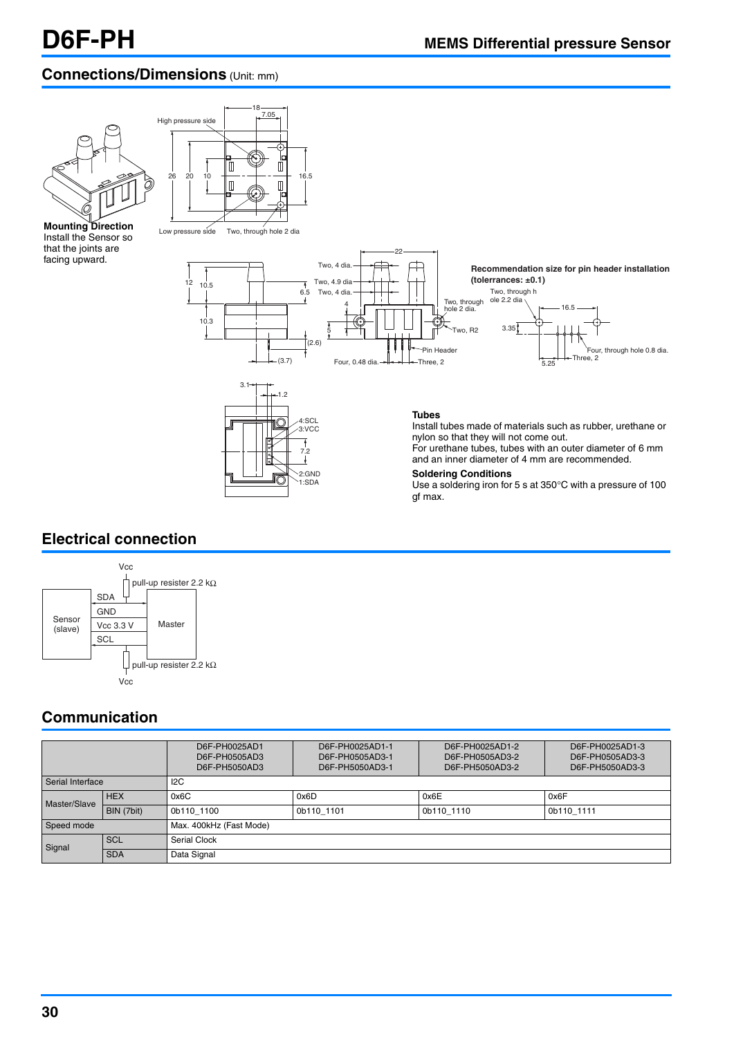## Connections/Dimensions (Unit: mm)

**Mounting Direction**
Install the Sensor so that the joints are facing upward.

High pressure side
Low pressure side
Two, through hole 2 dia
18
7.05
26
20
10
16.5

12
10.5
6.5
10.3
(2.6)
(3.7)
22
Two, 4 dia.
Two, 4.9 dia.
Two, 4 dia.
4
5
Two, through hole 2 dia.
Two, R2
Pin Header
Four, 0.48 dia.
Three, 2

**Recommendation size for pin header installation (tolerances: ±0.1)**

Two, through hole 2.2 dia
16.5
3.35
5.25
Three, 2
Four, through hole 0.8 dia.

3.1
1.2
4:SCL
3:VCC
7.2
2:GND
1:SDA

**Tubes**
Install tubes made of materials such as rubber, urethane or nylon so that they will not come out.
For urethane tubes, tubes with an outer diameter of 6 mm and an inner diameter of 4 mm are recommended.

**Soldering Conditions**
Use a soldering iron for 5 s at 350°C with a pressure of 100 gf max.

## Electrical connection

Vcc
pull-up resister 2.2 kΩ
Sensor (slave)
SDA
GND
Vcc 3.3 V
SCL
Master
pull-up resister 2.2 kΩ
Vcc

## Communication

| | | D6F-PH0025AD1<br>D6F-PH0505AD3<br>D6F-PH5050AD3 | D6F-PH0025AD1-1<br>D6F-PH0505AD3-1<br>D6F-PH5050AD3-1 | D6F-PH0025AD1-2<br>D6F-PH0505AD3-2<br>D6F-PH5050AD3-2 | D6F-PH0025AD1-3<br>D6F-PH0505AD3-3<br>D6F-PH5050AD3-3 |
|---|---|---|---|---|---|
| Serial Interface | | I2C | | | |
| Master/Slave | HEX | 0x6C | 0x6D | 0x6E | 0x6F |
| | BIN (7bit) | 0b110_1100 | 0b110_1101 | 0b110_1110 | 0b110_1111 |
| Speed mode | | Max. 400kHz (Fast Mode) | | | |
| Signal | SCL | Serial Clock | | | |
| | SDA | Data Signal | | | |